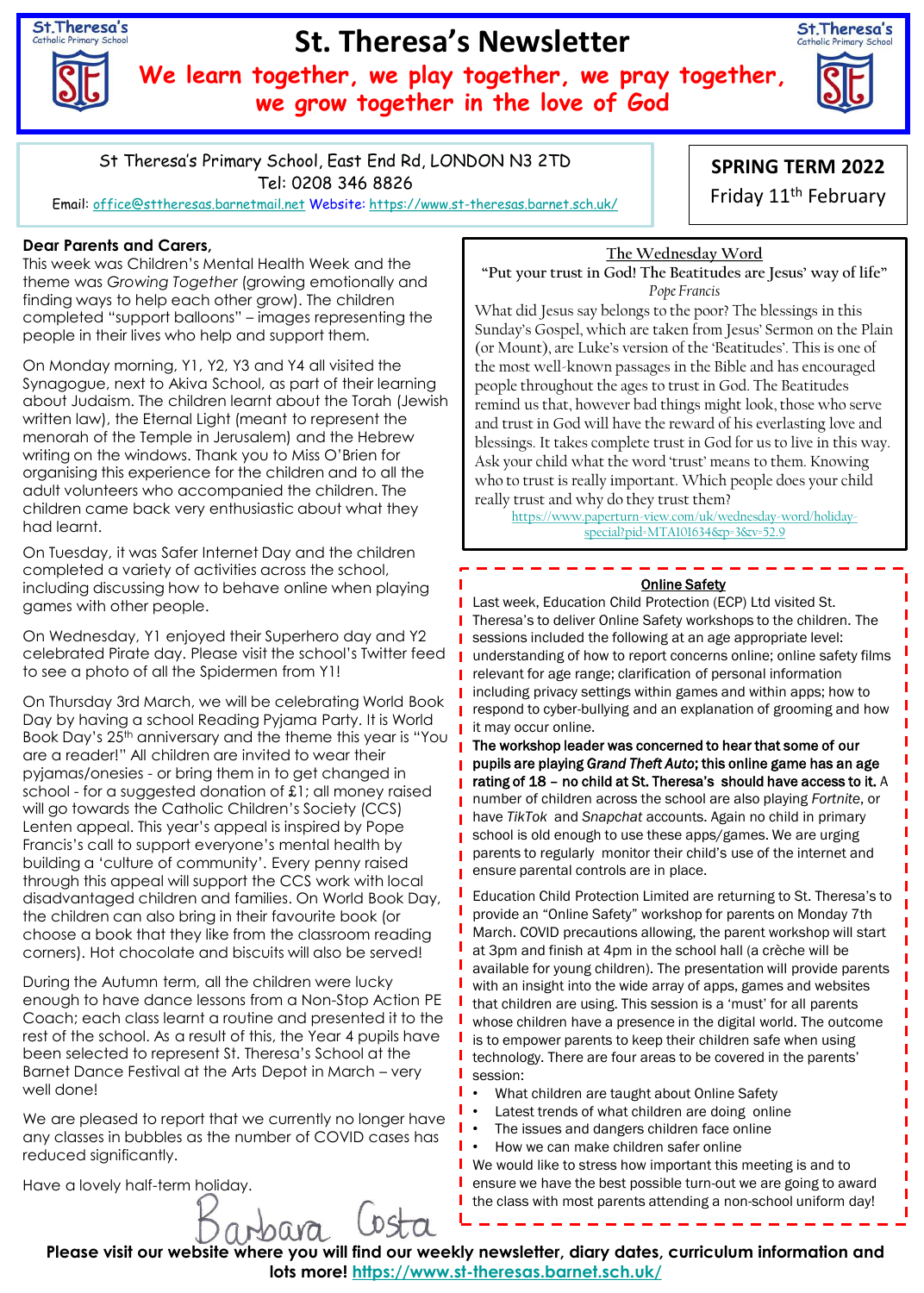# St. Theresa's Newsletter

**We learn together, we play together, we pray together, we grow together in the love of God**

St Theresa's Primary School, East End Rd, LONDON N3 2TD
Tel: 0208 346 8826
Email: office@sttheresas.barnetmail.net Website: https://www.st-theresas.barnet.sch.uk/

**SPRING TERM 2022**
Friday 11th February

**Dear Parents and Carers,**

This week was Children's Mental Health Week and the theme was *Growing Together* (growing emotionally and finding ways to help each other grow). The children completed "support balloons" – images representing the people in their lives who help and support them.

On Monday morning, Y1, Y2, Y3 and Y4 all visited the Synagogue, next to Akiva School, as part of their learning about Judaism. The children learnt about the Torah (Jewish written law), the Eternal Light (meant to represent the menorah of the Temple in Jerusalem) and the Hebrew writing on the windows. Thank you to Miss O'Brien for organising this experience for the children and to all the adult volunteers who accompanied the children. The children came back very enthusiastic about what they had learnt.

On Tuesday, it was Safer Internet Day and the children completed a variety of activities across the school, including discussing how to behave online when playing games with other people.

On Wednesday, Y1 enjoyed their Superhero day and Y2 celebrated Pirate day. Please visit the school's Twitter feed to see a photo of all the Spidermen from Y1!

On Thursday 3rd March, we will be celebrating World Book Day by having a school Reading Pyjama Party. It is World Book Day's 25th anniversary and the theme this year is "You are a reader!" All children are invited to wear their pyjamas/onesies - or bring them in to get changed in school - for a suggested donation of £1; all money raised will go towards the Catholic Children's Society (CCS) Lenten appeal. This year's appeal is inspired by Pope Francis's call to support everyone's mental health by building a 'culture of community'. Every penny raised through this appeal will support the CCS work with local disadvantaged children and families. On World Book Day, the children can also bring in their favourite book (or choose a book that they like from the classroom reading corners). Hot chocolate and biscuits will also be served!

During the Autumn term, all the children were lucky enough to have dance lessons from a Non-Stop Action PE Coach; each class learnt a routine and presented it to the rest of the school. As a result of this, the Year 4 pupils have been selected to represent St. Theresa's School at the Barnet Dance Festival at the Arts Depot in March – very well done!

We are pleased to report that we currently no longer have any classes in bubbles as the number of COVID cases has reduced significantly.

Have a lovely half-term holiday.

Barbara Costa

## The Wednesday Word

"Put your trust in God! The Beatitudes are Jesus' way of life"
*Pope Francis*

What did Jesus say belongs to the poor? The blessings in this Sunday's Gospel, which are taken from Jesus' Sermon on the Plain (or Mount), are Luke's version of the 'Beatitudes'. This is one of the most well-known passages in the Bible and has encouraged people throughout the ages to trust in God. The Beatitudes remind us that, however bad things might look, those who serve and trust in God will have the reward of his everlasting love and blessings. It takes complete trust in God for us to live in this way. Ask your child what the word 'trust' means to them. Knowing who to trust is really important. Which people does your child really trust and why do they trust them?

https://www.paperturn-view.com/uk/wednesday-word/holiday-special?pid=MTA101634&p=3&v=52.9

## Online Safety

Last week, Education Child Protection (ECP) Ltd visited St. Theresa's to deliver Online Safety workshops to the children. The sessions included the following at an age appropriate level: understanding of how to report concerns online; online safety films relevant for age range; clarification of personal information including privacy settings within games and within apps; how to respond to cyber-bullying and an explanation of grooming and how it may occur online.

**The workshop leader was concerned to hear that some of our pupils are playing *Grand Theft Auto*; this online game has an age rating of 18 – no child at St. Theresa's should have access to it.** A number of children across the school are also playing *Fortnite*, or have *TikTok* and *Snapchat* accounts. Again no child in primary school is old enough to use these apps/games. We are urging parents to regularly monitor their child's use of the internet and ensure parental controls are in place.

Education Child Protection Limited are returning to St. Theresa's to provide an "Online Safety" workshop for parents on Monday 7th March. COVID precautions allowing, the parent workshop will start at 3pm and finish at 4pm in the school hall (a crèche will be available for young children). The presentation will provide parents with an insight into the wide array of apps, games and websites that children are using. This session is a 'must' for all parents whose children have a presence in the digital world. The outcome is to empower parents to keep their children safe when using technology. There are four areas to be covered in the parents' session:

- What children are taught about Online Safety
- Latest trends of what children are doing online
- The issues and dangers children face online
- How we can make children safer online

We would like to stress how important this meeting is and to ensure we have the best possible turn-out we are going to award the class with most parents attending a non-school uniform day!

**Please visit our website where you will find our weekly newsletter, diary dates, curriculum information and lots more! https://www.st-theresas.barnet.sch.uk/**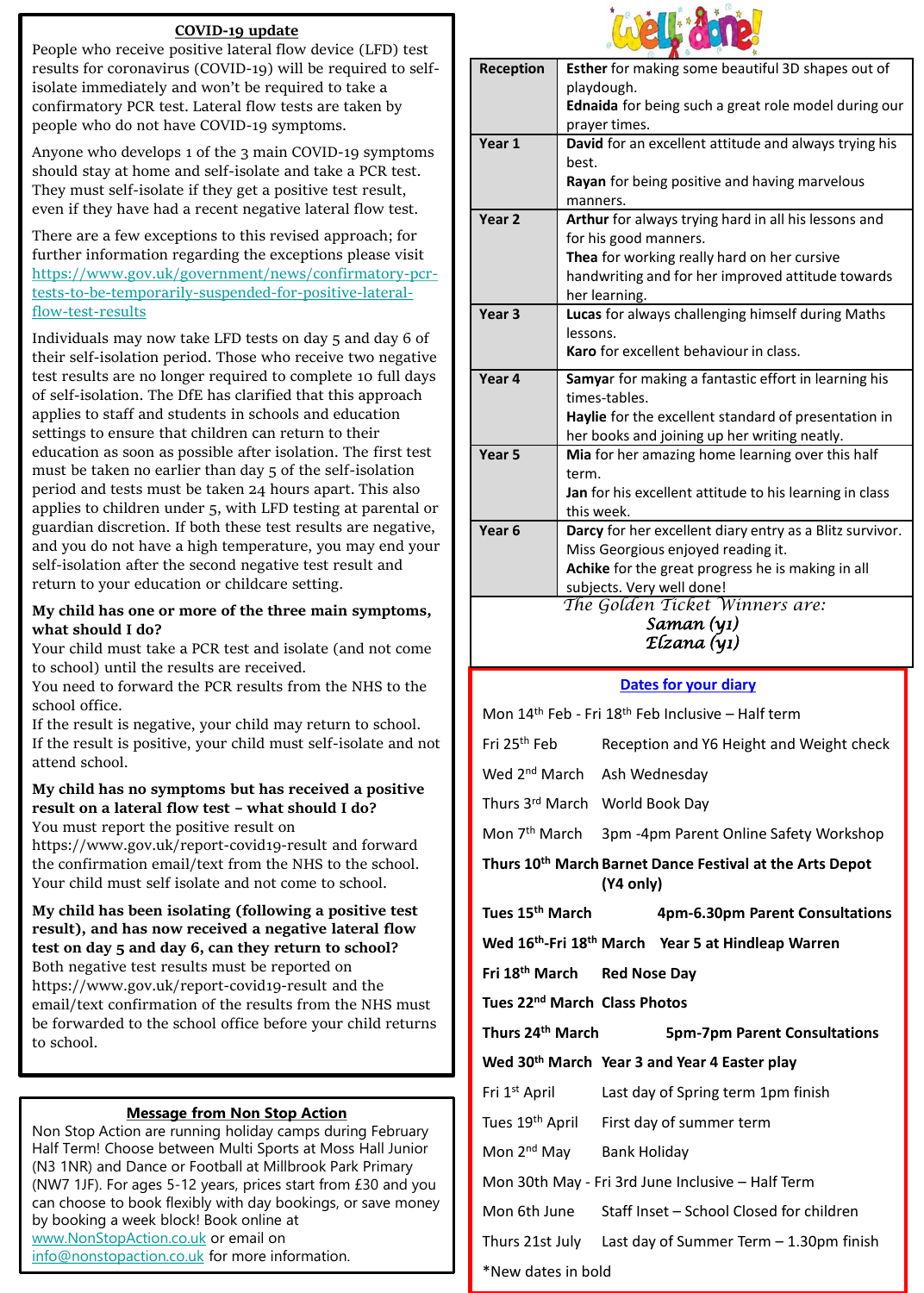## COVID-19 update

People who receive positive lateral flow device (LFD) test results for coronavirus (COVID-19) will be required to self-isolate immediately and won't be required to take a confirmatory PCR test. Lateral flow tests are taken by people who do not have COVID-19 symptoms.

Anyone who develops 1 of the 3 main COVID-19 symptoms should stay at home and self-isolate and take a PCR test. They must self-isolate if they get a positive test result, even if they have had a recent negative lateral flow test.

There are a few exceptions to this revised approach; for further information regarding the exceptions please visit https://www.gov.uk/government/news/confirmatory-pcr-tests-to-be-temporarily-suspended-for-positive-lateral-flow-test-results

Individuals may now take LFD tests on day 5 and day 6 of their self-isolation period. Those who receive two negative test results are no longer required to complete 10 full days of self-isolation. The DfE has clarified that this approach applies to staff and students in schools and education settings to ensure that children can return to their education as soon as possible after isolation. The first test must be taken no earlier than day 5 of the self-isolation period and tests must be taken 24 hours apart. This also applies to children under 5, with LFD testing at parental or guardian discretion. If both these test results are negative, and you do not have a high temperature, you may end your self-isolation after the second negative test result and return to your education or childcare setting.

**My child has one or more of the three main symptoms, what should I do?**
Your child must take a PCR test and isolate (and not come to school) until the results are received.
You need to forward the PCR results from the NHS to the school office.
If the result is negative, your child may return to school.
If the result is positive, your child must self-isolate and not attend school.

**My child has no symptoms but has received a positive result on a lateral flow test – what should I do?**
You must report the positive result on https://www.gov.uk/report-covid19-result and forward the confirmation email/text from the NHS to the school. Your child must self isolate and not come to school.

**My child has been isolating (following a positive test result), and has now received a negative lateral flow test on day 5 and day 6, can they return to school?**
Both negative test results must be reported on https://www.gov.uk/report-covid19-result and the email/text confirmation of the results from the NHS must be forwarded to the school office before your child returns to school.

## Message from Non Stop Action

Non Stop Action are running holiday camps during February Half Term! Choose between Multi Sports at Moss Hall Junior (N3 1NR) and Dance or Football at Millbrook Park Primary (NW7 1JF). For ages 5-12 years, prices start from £30 and you can choose to book flexibly with day bookings, or save money by booking a week block! Book online at www.NonStopAction.co.uk or email on info@nonstopaction.co.uk for more information.

## Well done!

| | |
|---|---|
| **Reception** | **Esther** for making some beautiful 3D shapes out of playdough.<br>**Ednaida** for being such a great role model during our prayer times. |
| **Year 1** | **David** for an excellent attitude and always trying his best.<br>**Rayan** for being positive and having marvelous manners. |
| **Year 2** | **Arthur** for always trying hard in all his lessons and for his good manners.<br>**Thea** for working really hard on her cursive handwriting and for her improved attitude towards her learning. |
| **Year 3** | **Lucas** for always challenging himself during Maths lessons.<br>**Karo** for excellent behaviour in class. |
| **Year 4** | **Samyar** for making a fantastic effort in learning his times-tables.<br>**Haylie** for the excellent standard of presentation in her books and joining up her writing neatly. |
| **Year 5** | **Mia** for her amazing home learning over this half term.<br>**Jan** for his excellent attitude to his learning in class this week. |
| **Year 6** | **Darcy** for her excellent diary entry as a Blitz survivor. Miss Georgious enjoyed reading it.<br>**Achike** for the great progress he is making in all subjects. Very well done! |

*The Golden Ticket Winners are:*
*Saman (y1)*
*Elzana (y1)*

## Dates for your diary

| | |
|---|---|
| Mon 14th Feb - Fri 18th Feb Inclusive – Half term | |
| Fri 25th Feb | Reception and Y6 Height and Weight check |
| Wed 2nd March | Ash Wednesday |
| Thurs 3rd March | World Book Day |
| Mon 7th March | 3pm -4pm Parent Online Safety Workshop |
| **Thurs 10th March** | **Barnet Dance Festival at the Arts Depot (Y4 only)** |
| **Tues 15th March** | **4pm-6.30pm Parent Consultations** |
| **Wed 16th-Fri 18th March** | **Year 5 at Hindleap Warren** |
| **Fri 18th March** | **Red Nose Day** |
| **Tues 22nd March** | **Class Photos** |
| **Thurs 24th March** | **5pm-7pm Parent Consultations** |
| **Wed 30th March** | **Year 3 and Year 4 Easter play** |
| Fri 1st April | Last day of Spring term 1pm finish |
| Tues 19th April | First day of summer term |
| Mon 2nd May | Bank Holiday |
| Mon 30th May - Fri 3rd June Inclusive – Half Term | |
| Mon 6th June | Staff Inset – School Closed for children |
| Thurs 21st July | Last day of Summer Term – 1.30pm finish |

*New dates in bold